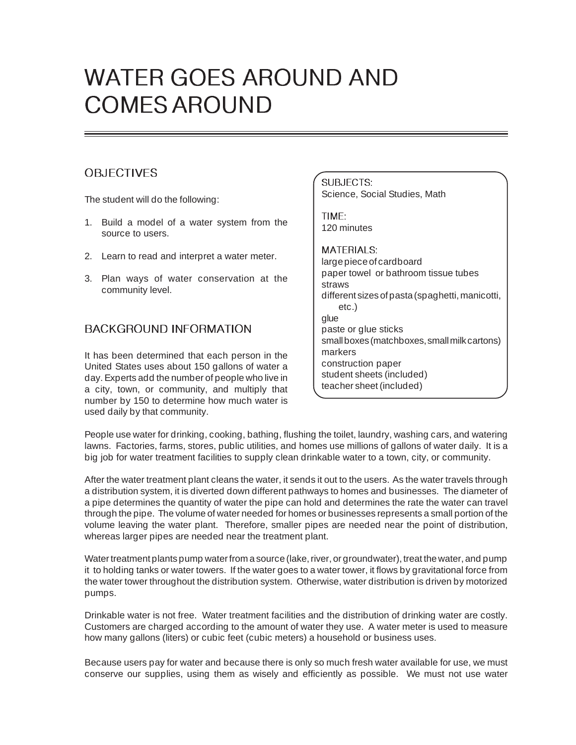# WATER GOES AROUND AND COMES AROUND

## OBJECTIVES

The student will do the following:

1. Build a model of a water system from the source to users.
2. Learn to read and interpret a water meter.
3. Plan ways of water conservation at the community level.

SUBJECTS:
Science, Social Studies, Math

TIME:
120 minutes

MATERIALS:
large piece of cardboard
paper towel or bathroom tissue tubes
straws
different sizes of pasta (spaghetti, manicotti, etc.)
glue
paste or glue sticks
small boxes (matchboxes, small milk cartons)
markers
construction paper
student sheets (included)
teacher sheet (included)

## BACKGROUND INFORMATION

It has been determined that each person in the United States uses about 150 gallons of water a day. Experts add the number of people who live in a city, town, or community, and multiply that number by 150 to determine how much water is used daily by that community.

People use water for drinking, cooking, bathing, flushing the toilet, laundry, washing cars, and watering lawns. Factories, farms, stores, public utilities, and homes use millions of gallons of water daily. It is a big job for water treatment facilities to supply clean drinkable water to a town, city, or community.

After the water treatment plant cleans the water, it sends it out to the users. As the water travels through a distribution system, it is diverted down different pathways to homes and businesses. The diameter of a pipe determines the quantity of water the pipe can hold and determines the rate the water can travel through the pipe. The volume of water needed for homes or businesses represents a small portion of the volume leaving the water plant. Therefore, smaller pipes are needed near the point of distribution, whereas larger pipes are needed near the treatment plant.

Water treatment plants pump water from a source (lake, river, or groundwater), treat the water, and pump it to holding tanks or water towers. If the water goes to a water tower, it flows by gravitational force from the water tower throughout the distribution system. Otherwise, water distribution is driven by motorized pumps.

Drinkable water is not free. Water treatment facilities and the distribution of drinking water are costly. Customers are charged according to the amount of water they use. A water meter is used to measure how many gallons (liters) or cubic feet (cubic meters) a household or business uses.

Because users pay for water and because there is only so much fresh water available for use, we must conserve our supplies, using them as wisely and efficiently as possible. We must not use water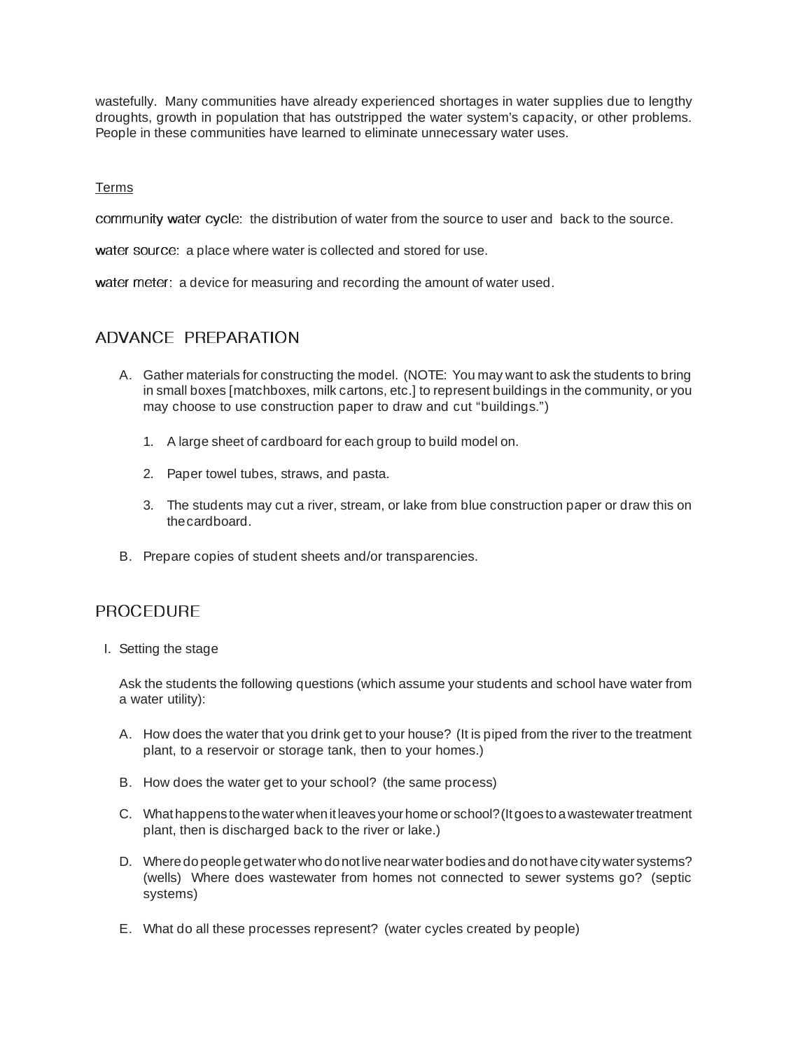wastefully. Many communities have already experienced shortages in water supplies due to lengthy droughts, growth in population that has outstripped the water system's capacity, or other problems. People in these communities have learned to eliminate unnecessary water uses.

Terms

community water cycle: the distribution of water from the source to user and back to the source.

water source: a place where water is collected and stored for use.

water meter: a device for measuring and recording the amount of water used.

## ADVANCE PREPARATION

A. Gather materials for constructing the model. (NOTE: You may want to ask the students to bring in small boxes [matchboxes, milk cartons, etc.] to represent buildings in the community, or you may choose to use construction paper to draw and cut "buildings.")

   1. A large sheet of cardboard for each group to build model on.

   2. Paper towel tubes, straws, and pasta.

   3. The students may cut a river, stream, or lake from blue construction paper or draw this on the cardboard.

B. Prepare copies of student sheets and/or transparencies.

## PROCEDURE

I. Setting the stage

Ask the students the following questions (which assume your students and school have water from a water utility):

A. How does the water that you drink get to your house? (It is piped from the river to the treatment plant, to a reservoir or storage tank, then to your homes.)

B. How does the water get to your school? (the same process)

C. What happens to the water when it leaves your home or school? (It goes to a wastewater treatment plant, then is discharged back to the river or lake.)

D. Where do people get water who do not live near water bodies and do not have city water systems? (wells) Where does wastewater from homes not connected to sewer systems go? (septic systems)

E. What do all these processes represent? (water cycles created by people)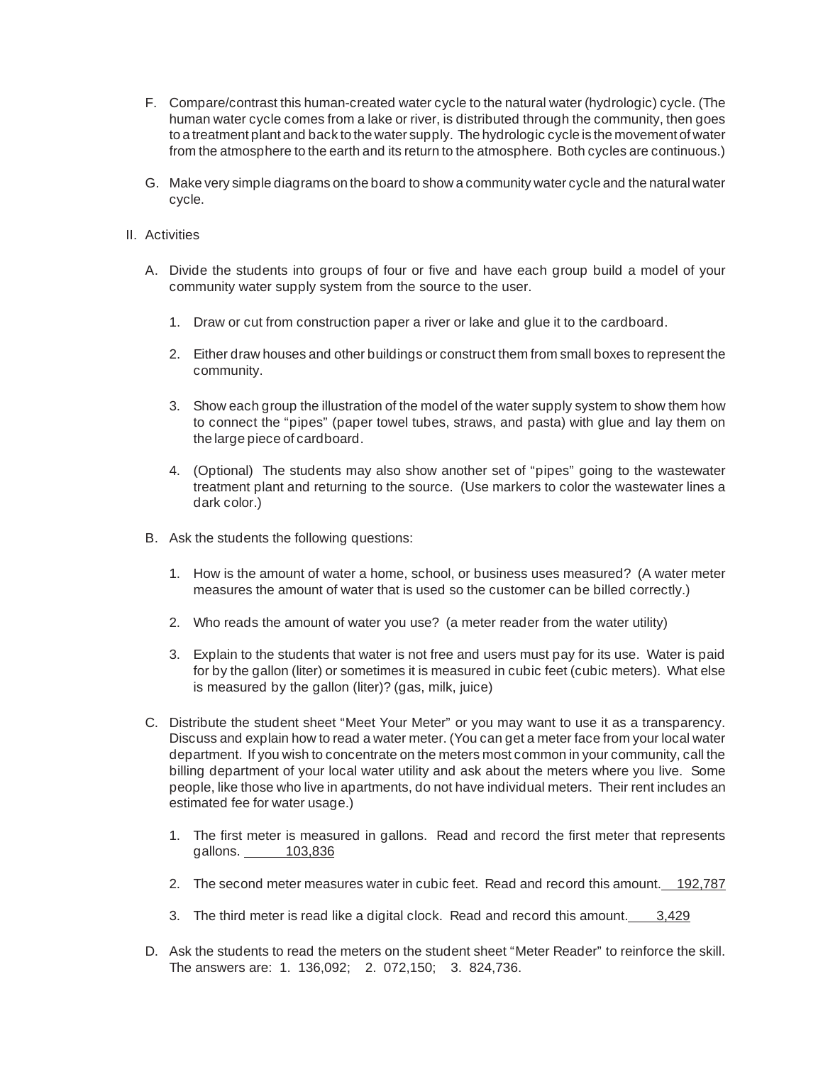F. Compare/contrast this human-created water cycle to the natural water (hydrologic) cycle. (The human water cycle comes from a lake or river, is distributed through the community, then goes to a treatment plant and back to the water supply. The hydrologic cycle is the movement of water from the atmosphere to the earth and its return to the atmosphere. Both cycles are continuous.)

G. Make very simple diagrams on the board to show a community water cycle and the natural water cycle.

II. Activities

A. Divide the students into groups of four or five and have each group build a model of your community water supply system from the source to the user.

1. Draw or cut from construction paper a river or lake and glue it to the cardboard.

2. Either draw houses and other buildings or construct them from small boxes to represent the community.

3. Show each group the illustration of the model of the water supply system to show them how to connect the "pipes" (paper towel tubes, straws, and pasta) with glue and lay them on the large piece of cardboard.

4. (Optional) The students may also show another set of "pipes" going to the wastewater treatment plant and returning to the source. (Use markers to color the wastewater lines a dark color.)

B. Ask the students the following questions:

1. How is the amount of water a home, school, or business uses measured? (A water meter measures the amount of water that is used so the customer can be billed correctly.)

2. Who reads the amount of water you use? (a meter reader from the water utility)

3. Explain to the students that water is not free and users must pay for its use. Water is paid for by the gallon (liter) or sometimes it is measured in cubic feet (cubic meters). What else is measured by the gallon (liter)? (gas, milk, juice)

C. Distribute the student sheet "Meet Your Meter" or you may want to use it as a transparency. Discuss and explain how to read a water meter. (You can get a meter face from your local water department. If you wish to concentrate on the meters most common in your community, call the billing department of your local water utility and ask about the meters where you live. Some people, like those who live in apartments, do not have individual meters. Their rent includes an estimated fee for water usage.)

1. The first meter is measured in gallons. Read and record the first meter that represents gallons. 103,836

2. The second meter measures water in cubic feet. Read and record this amount. 192,787

3. The third meter is read like a digital clock. Read and record this amount. 3,429

D. Ask the students to read the meters on the student sheet "Meter Reader" to reinforce the skill. The answers are: 1. 136,092; 2. 072,150; 3. 824,736.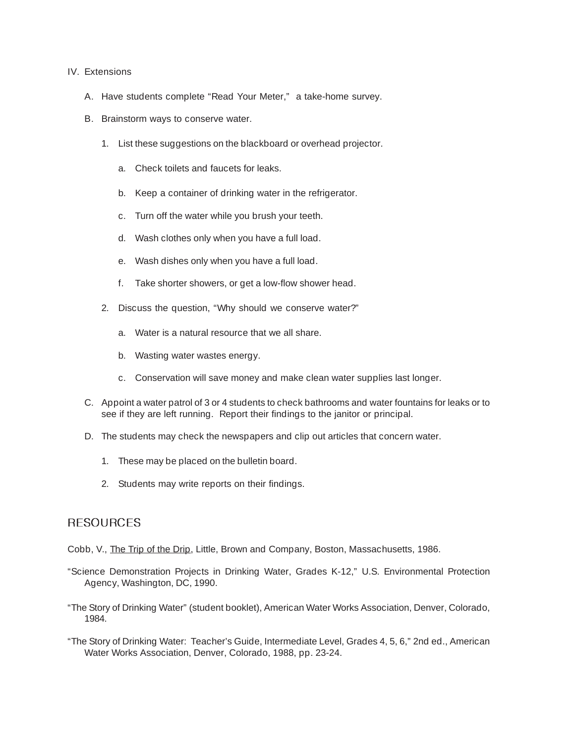IV. Extensions

A. Have students complete "Read Your Meter," a take-home survey.

B. Brainstorm ways to conserve water.

1. List these suggestions on the blackboard or overhead projector.

   a. Check toilets and faucets for leaks.

   b. Keep a container of drinking water in the refrigerator.

   c. Turn off the water while you brush your teeth.

   d. Wash clothes only when you have a full load.

   e. Wash dishes only when you have a full load.

   f. Take shorter showers, or get a low-flow shower head.

2. Discuss the question, "Why should we conserve water?"

   a. Water is a natural resource that we all share.

   b. Wasting water wastes energy.

   c. Conservation will save money and make clean water supplies last longer.

C. Appoint a water patrol of 3 or 4 students to check bathrooms and water fountains for leaks or to see if they are left running. Report their findings to the janitor or principal.

D. The students may check the newspapers and clip out articles that concern water.

1. These may be placed on the bulletin board.

2. Students may write reports on their findings.

## RESOURCES

Cobb, V., The Trip of the Drip, Little, Brown and Company, Boston, Massachusetts, 1986.

"Science Demonstration Projects in Drinking Water, Grades K-12," U.S. Environmental Protection Agency, Washington, DC, 1990.

"The Story of Drinking Water" (student booklet), American Water Works Association, Denver, Colorado, 1984.

"The Story of Drinking Water: Teacher's Guide, Intermediate Level, Grades 4, 5, 6," 2nd ed., American Water Works Association, Denver, Colorado, 1988, pp. 23-24.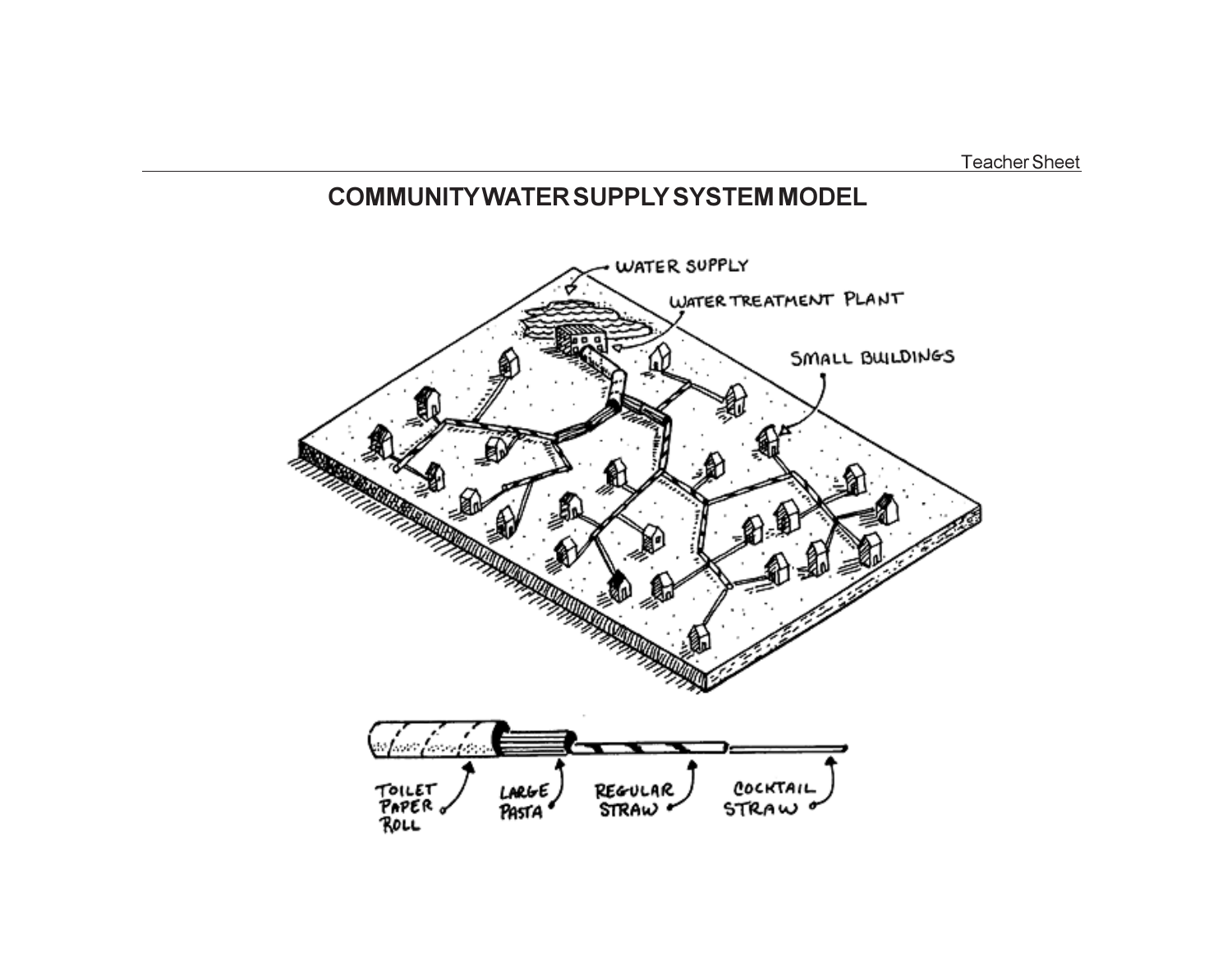# COMMUNITY WATER SUPPLY SYSTEM MODEL

WATER SUPPLY

WATER TREATMENT PLANT

SMALL BUILDINGS

TOILET PAPER ROLL

LARGE PASTA

REGULAR STRAW

COCKTAIL STRAW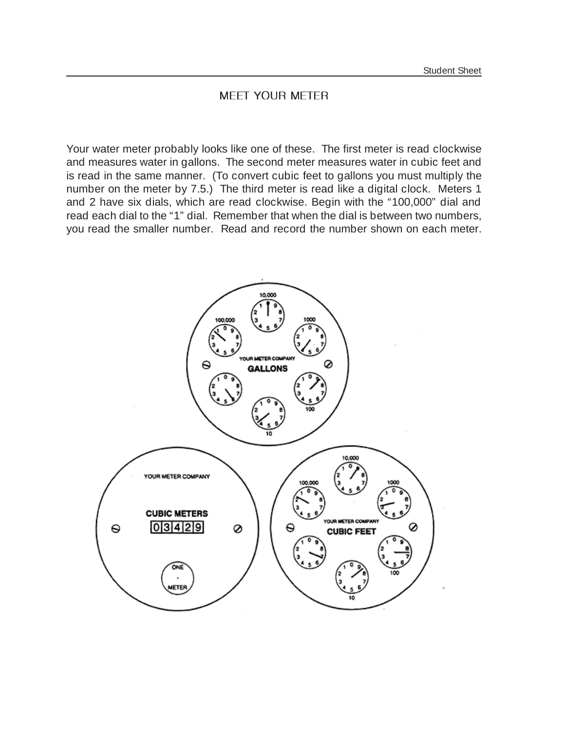## MEET YOUR METER

Your water meter probably looks like one of these. The first meter is read clockwise and measures water in gallons. The second meter measures water in cubic feet and is read in the same manner. (To convert cubic feet to gallons you must multiply the number on the meter by 7.5.) The third meter is read like a digital clock. Meters 1 and 2 have six dials, which are read clockwise. Begin with the "100,000" dial and read each dial to the "1" dial. Remember that when the dial is between two numbers, you read the smaller number. Read and record the number shown on each meter.

10,000

100,000

1000

YOUR METER COMPANY

**GALLONS**

100

10

YOUR METER COMPANY

**CUBIC METERS**

0 3 4 2 9

ONE METER

10,000

100,000

1000

YOUR METER COMPANY

**CUBIC FEET**

100

10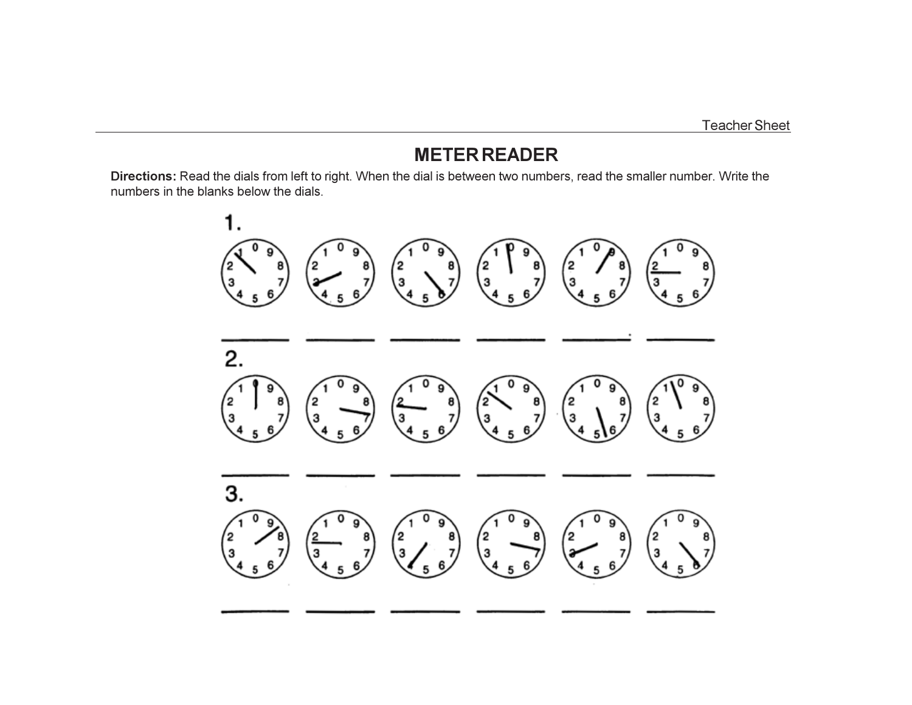Teacher Sheet

# METER READER

**Directions:** Read the dials from left to right. When the dial is between two numbers, read the smaller number. Write the numbers in the blanks below the dials.

1.

\_\_\_\_\_\_ \_\_\_\_\_\_ \_\_\_\_\_\_ \_\_\_\_\_\_ \_\_\_\_\_\_ \_\_\_\_\_\_

2.

\_\_\_\_\_\_ \_\_\_\_\_\_ \_\_\_\_\_\_ \_\_\_\_\_\_ \_\_\_\_\_\_ \_\_\_\_\_\_

3.

\_\_\_\_\_\_ \_\_\_\_\_\_ \_\_\_\_\_\_ \_\_\_\_\_\_ \_\_\_\_\_\_ \_\_\_\_\_\_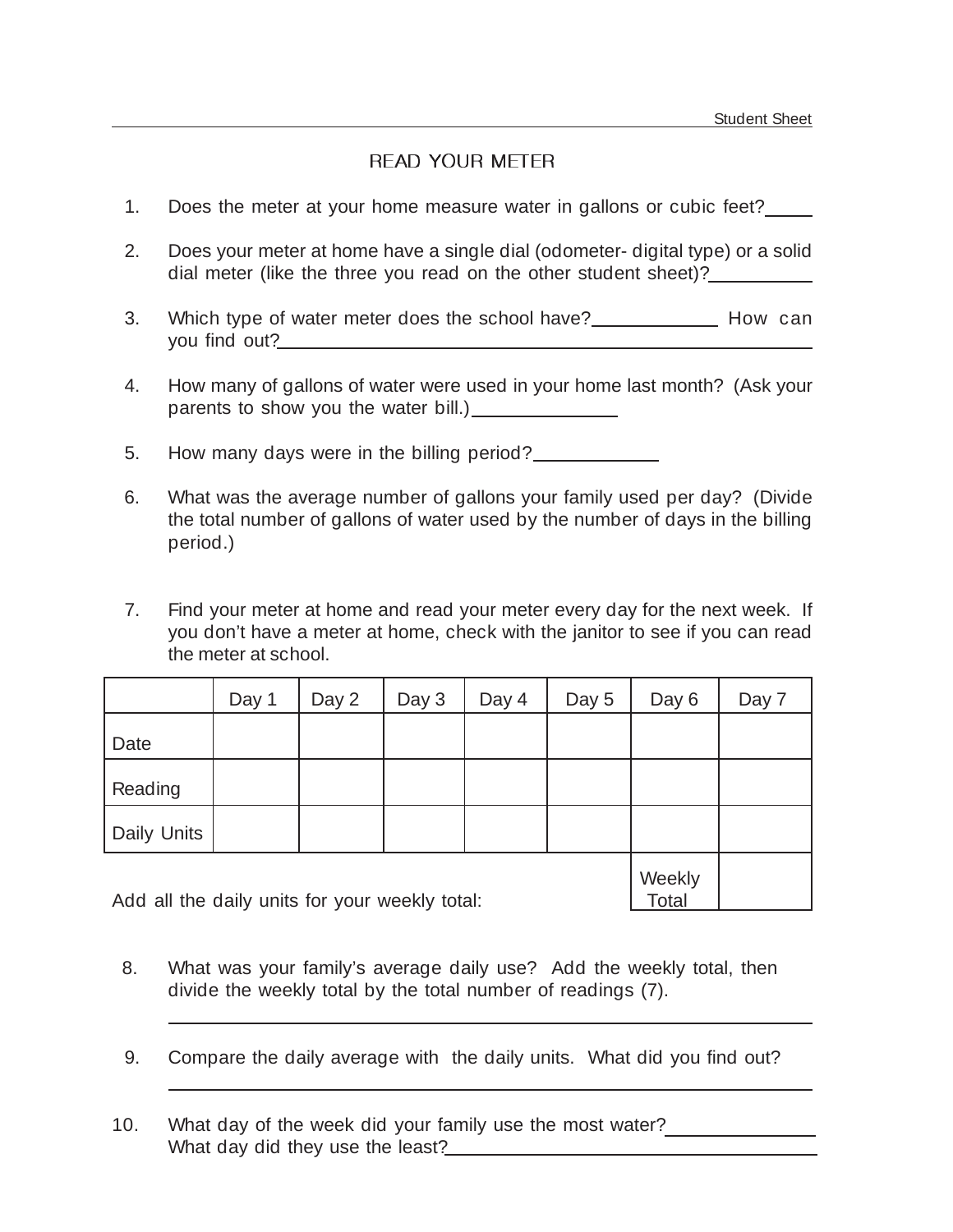Student Sheet

# READ YOUR METER

1. Does the meter at your home measure water in gallons or cubic feet?\_\_\_\_\_

2. Does your meter at home have a single dial (odometer- digital type) or a solid dial meter (like the three you read on the other student sheet)?\_\_\_\_\_\_\_\_\_\_

3. Which type of water meter does the school have?\_\_\_\_\_\_\_\_\_\_\_\_ How can you find out?\_\_\_\_\_\_\_\_\_\_\_\_\_\_\_\_\_\_\_\_\_\_\_\_\_\_\_\_\_\_\_\_\_\_\_\_\_\_\_\_\_\_\_\_

4. How many of gallons of water were used in your home last month? (Ask your parents to show you the water bill.)\_\_\_\_\_\_\_\_\_\_\_\_\_\_

5. How many days were in the billing period?\_\_\_\_\_\_\_\_\_\_\_\_

6. What was the average number of gallons your family used per day? (Divide the total number of gallons of water used by the number of days in the billing period.)

7. Find your meter at home and read your meter every day for the next week. If you don't have a meter at home, check with the janitor to see if you can read the meter at school.

| | Day 1 | Day 2 | Day 3 | Day 4 | Day 5 | Day 6 | Day 7 |
|---|---|---|---|---|---|---|---|
| Date | | | | | | | |
| Reading | | | | | | | |
| Daily Units | | | | | | | |
| | | | | | | Weekly Total | |

Add all the daily units for your weekly total:

8. What was your family's average daily use? Add the weekly total, then divide the weekly total by the total number of readings (7).

\_\_\_\_\_\_\_\_\_\_\_\_\_\_\_\_\_\_\_\_\_\_\_\_\_\_\_\_\_\_\_\_\_\_\_\_\_\_\_\_\_\_\_\_\_\_\_\_\_\_\_\_

9. Compare the daily average with the daily units. What did you find out?

\_\_\_\_\_\_\_\_\_\_\_\_\_\_\_\_\_\_\_\_\_\_\_\_\_\_\_\_\_\_\_\_\_\_\_\_\_\_\_\_\_\_\_\_\_\_\_\_\_\_\_\_

10. What day of the week did your family use the most water?\_\_\_\_\_\_\_\_\_\_\_\_\_\_
What day did they use the least?\_\_\_\_\_\_\_\_\_\_\_\_\_\_\_\_\_\_\_\_\_\_\_\_\_\_\_\_\_\_\_\_\_\_